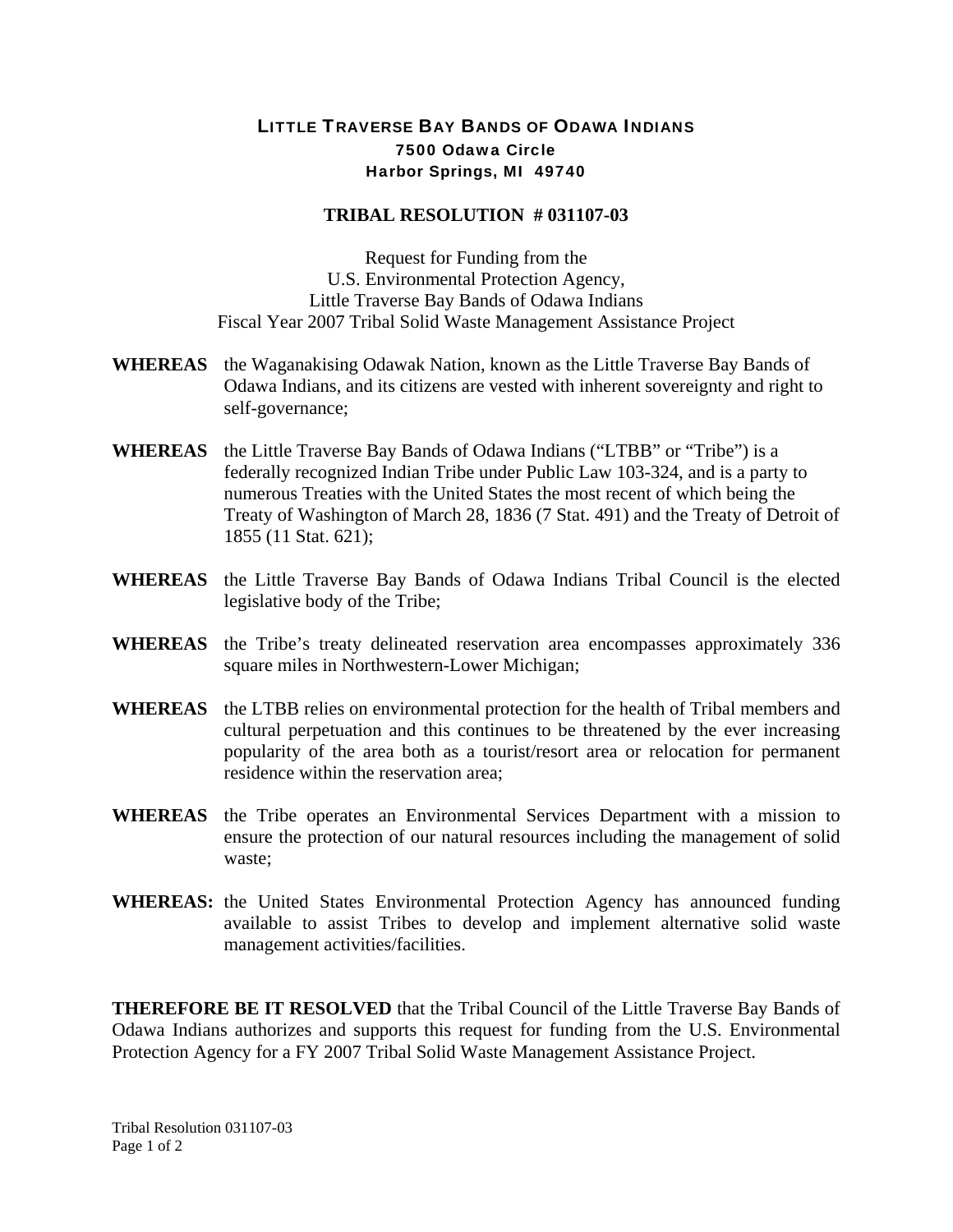# LITTLE TRAVERSE BAY BANDS OF ODAWA INDIANS

**7500 Odawa Circle**
**Harbor Springs, MI 49740**

## TRIBAL RESOLUTION # 031107-03

Request for Funding from the
U.S. Environmental Protection Agency,
Little Traverse Bay Bands of Odawa Indians
Fiscal Year 2007 Tribal Solid Waste Management Assistance Project

**WHEREAS** the Waganakising Odawak Nation, known as the Little Traverse Bay Bands of Odawa Indians, and its citizens are vested with inherent sovereignty and right to self-governance;

**WHEREAS** the Little Traverse Bay Bands of Odawa Indians ("LTBB" or "Tribe") is a federally recognized Indian Tribe under Public Law 103-324, and is a party to numerous Treaties with the United States the most recent of which being the Treaty of Washington of March 28, 1836 (7 Stat. 491) and the Treaty of Detroit of 1855 (11 Stat. 621);

**WHEREAS** the Little Traverse Bay Bands of Odawa Indians Tribal Council is the elected legislative body of the Tribe;

**WHEREAS** the Tribe's treaty delineated reservation area encompasses approximately 336 square miles in Northwestern-Lower Michigan;

**WHEREAS** the LTBB relies on environmental protection for the health of Tribal members and cultural perpetuation and this continues to be threatened by the ever increasing popularity of the area both as a tourist/resort area or relocation for permanent residence within the reservation area;

**WHEREAS** the Tribe operates an Environmental Services Department with a mission to ensure the protection of our natural resources including the management of solid waste;

**WHEREAS:** the United States Environmental Protection Agency has announced funding available to assist Tribes to develop and implement alternative solid waste management activities/facilities.

**THEREFORE BE IT RESOLVED** that the Tribal Council of the Little Traverse Bay Bands of Odawa Indians authorizes and supports this request for funding from the U.S. Environmental Protection Agency for a FY 2007 Tribal Solid Waste Management Assistance Project.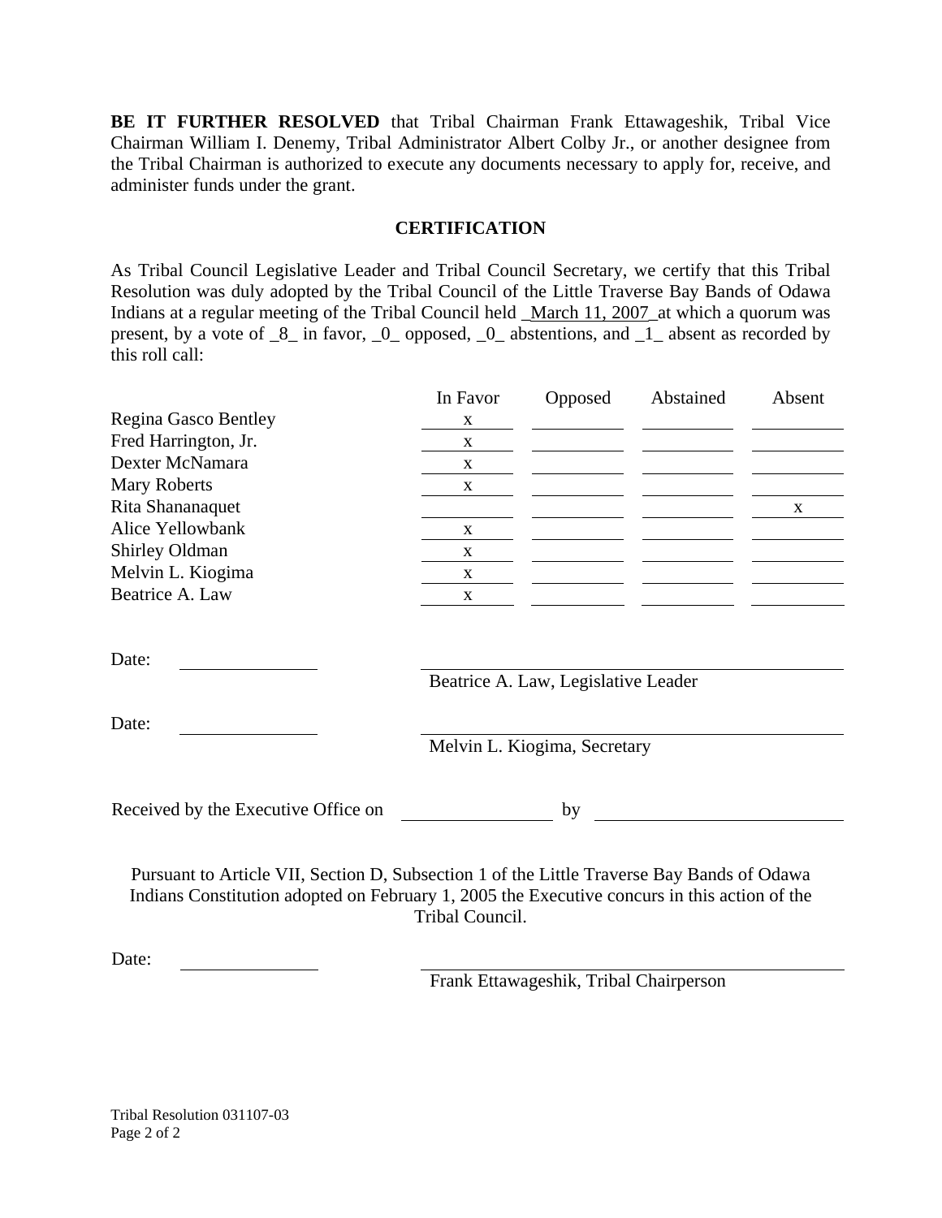**BE IT FURTHER RESOLVED** that Tribal Chairman Frank Ettawageshik, Tribal Vice Chairman William I. Denemy, Tribal Administrator Albert Colby Jr., or another designee from the Tribal Chairman is authorized to execute any documents necessary to apply for, receive, and administer funds under the grant.

## CERTIFICATION

As Tribal Council Legislative Leader and Tribal Council Secretary, we certify that this Tribal Resolution was duly adopted by the Tribal Council of the Little Traverse Bay Bands of Odawa Indians at a regular meeting of the Tribal Council held _March 11, 2007_ at which a quorum was present, by a vote of _8_ in favor, _0_ opposed, _0_ abstentions, and _1_ absent as recorded by this roll call:

| | In Favor | Opposed | Abstained | Absent |
|---|---|---|---|---|
| Regina Gasco Bentley | x | | | |
| Fred Harrington, Jr. | x | | | |
| Dexter McNamara | x | | | |
| Mary Roberts | x | | | |
| Rita Shananaquet | | | | x |
| Alice Yellowbank | x | | | |
| Shirley Oldman | x | | | |
| Melvin L. Kiogima | x | | | |
| Beatrice A. Law | x | | | |

Date: ____________ ______________________________
Beatrice A. Law, Legislative Leader

Date: ____________ ______________________________
Melvin L. Kiogima, Secretary

Received by the Executive Office on ____________ by ____________________

Pursuant to Article VII, Section D, Subsection 1 of the Little Traverse Bay Bands of Odawa Indians Constitution adopted on February 1, 2005 the Executive concurs in this action of the Tribal Council.

Date: ____________ ______________________________
Frank Ettawageshik, Tribal Chairperson

Tribal Resolution 031107-03